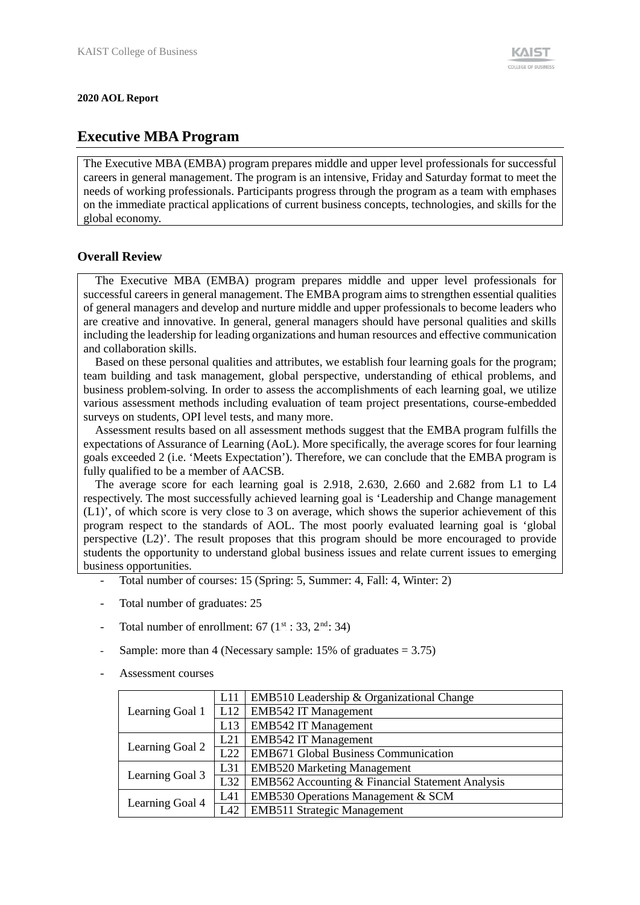**2020 AOL Report**

## Executive MBA Program

The Executive MBA (EMBA) program prepares middle and upper level professionals for successful careers in general management. The program is an intensive, Friday and Saturday format to meet the needs of working professionals. Participants progress through the program as a team with emphases on the immediate practical applications of current business concepts, technologies, and skills for the global economy.

### Overall Review

The Executive MBA (EMBA) program prepares middle and upper level professionals for successful careers in general management. The EMBA program aims to strengthen essential qualities of general managers and develop and nurture middle and upper professionals to become leaders who are creative and innovative. In general, general managers should have personal qualities and skills including the leadership for leading organizations and human resources and effective communication and collaboration skills.

Based on these personal qualities and attributes, we establish four learning goals for the program; team building and task management, global perspective, understanding of ethical problems, and business problem-solving. In order to assess the accomplishments of each learning goal, we utilize various assessment methods including evaluation of team project presentations, course-embedded surveys on students, OPI level tests, and many more.

Assessment results based on all assessment methods suggest that the EMBA program fulfills the expectations of Assurance of Learning (AoL). More specifically, the average scores for four learning goals exceeded 2 (i.e. 'Meets Expectation'). Therefore, we can conclude that the EMBA program is fully qualified to be a member of AACSB.

The average score for each learning goal is 2.918, 2.630, 2.660 and 2.682 from L1 to L4 respectively. The most successfully achieved learning goal is 'Leadership and Change management (L1)', of which score is very close to 3 on average, which shows the superior achievement of this program respect to the standards of AOL. The most poorly evaluated learning goal is 'global perspective (L2)'. The result proposes that this program should be more encouraged to provide students the opportunity to understand global business issues and relate current issues to emerging business opportunities.

- Total number of courses: 15 (Spring: 5, Summer: 4, Fall: 4, Winter: 2)
- Total number of graduates: 25
- Total number of enrollment: 67 (1st : 33, 2nd: 34)
- Sample: more than 4 (Necessary sample: 15% of graduates = 3.75)
- Assessment courses

| | | |
|---|---|---|
| Learning Goal 1 | L11 | EMB510 Leadership & Organizational Change |
| | L12 | EMB542 IT Management |
| | L13 | EMB542 IT Management |
| Learning Goal 2 | L21 | EMB542 IT Management |
| | L22 | EMB671 Global Business Communication |
| Learning Goal 3 | L31 | EMB520 Marketing Management |
| | L32 | EMB562 Accounting & Financial Statement Analysis |
| Learning Goal 4 | L41 | EMB530 Operations Management & SCM |
| | L42 | EMB511 Strategic Management |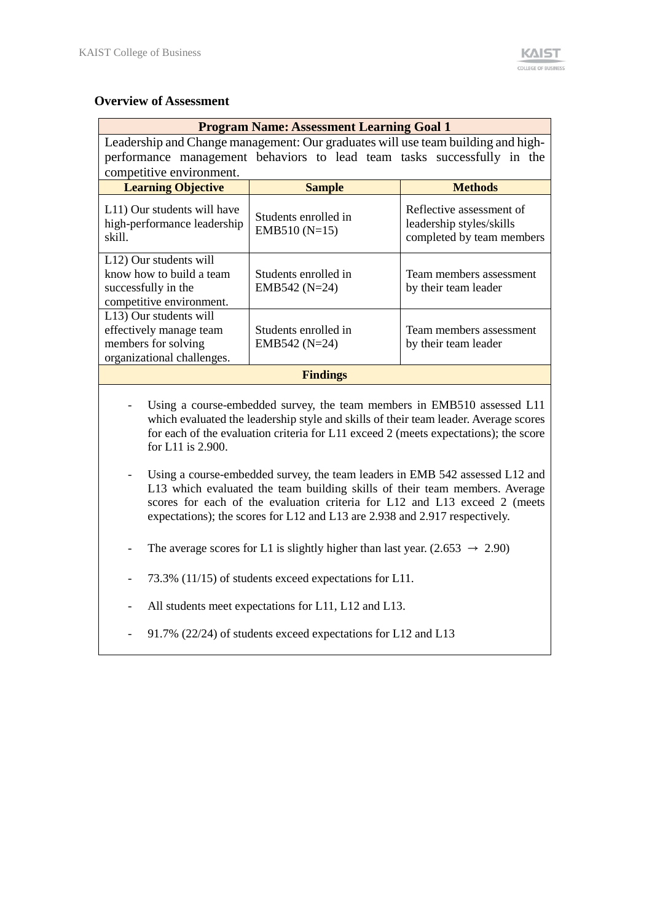**Overview of Assessment**

| Program Name: Assessment Learning Goal 1 | | |
|---|---|---|
| Leadership and Change management: Our graduates will use team building and high-performance management behaviors to lead team tasks successfully in the competitive environment. | | |
| **Learning Objective** | **Sample** | **Methods** |
| L11) Our students will have high-performance leadership skill. | Students enrolled in EMB510 (N=15) | Reflective assessment of leadership styles/skills completed by team members |
| L12) Our students will know how to build a team successfully in the competitive environment. | Students enrolled in EMB542 (N=24) | Team members assessment by their team leader |
| L13) Our students will effectively manage team members for solving organizational challenges. | Students enrolled in EMB542 (N=24) | Team members assessment by their team leader |

**Findings**

- Using a course-embedded survey, the team members in EMB510 assessed L11 which evaluated the leadership style and skills of their team leader. Average scores for each of the evaluation criteria for L11 exceed 2 (meets expectations); the score for L11 is 2.900.

- Using a course-embedded survey, the team leaders in EMB 542 assessed L12 and L13 which evaluated the team building skills of their team members. Average scores for each of the evaluation criteria for L12 and L13 exceed 2 (meets expectations); the scores for L12 and L13 are 2.938 and 2.917 respectively.

- The average scores for L1 is slightly higher than last year. (2.653 → 2.90)

- 73.3% (11/15) of students exceed expectations for L11.

- All students meet expectations for L11, L12 and L13.

- 91.7% (22/24) of students exceed expectations for L12 and L13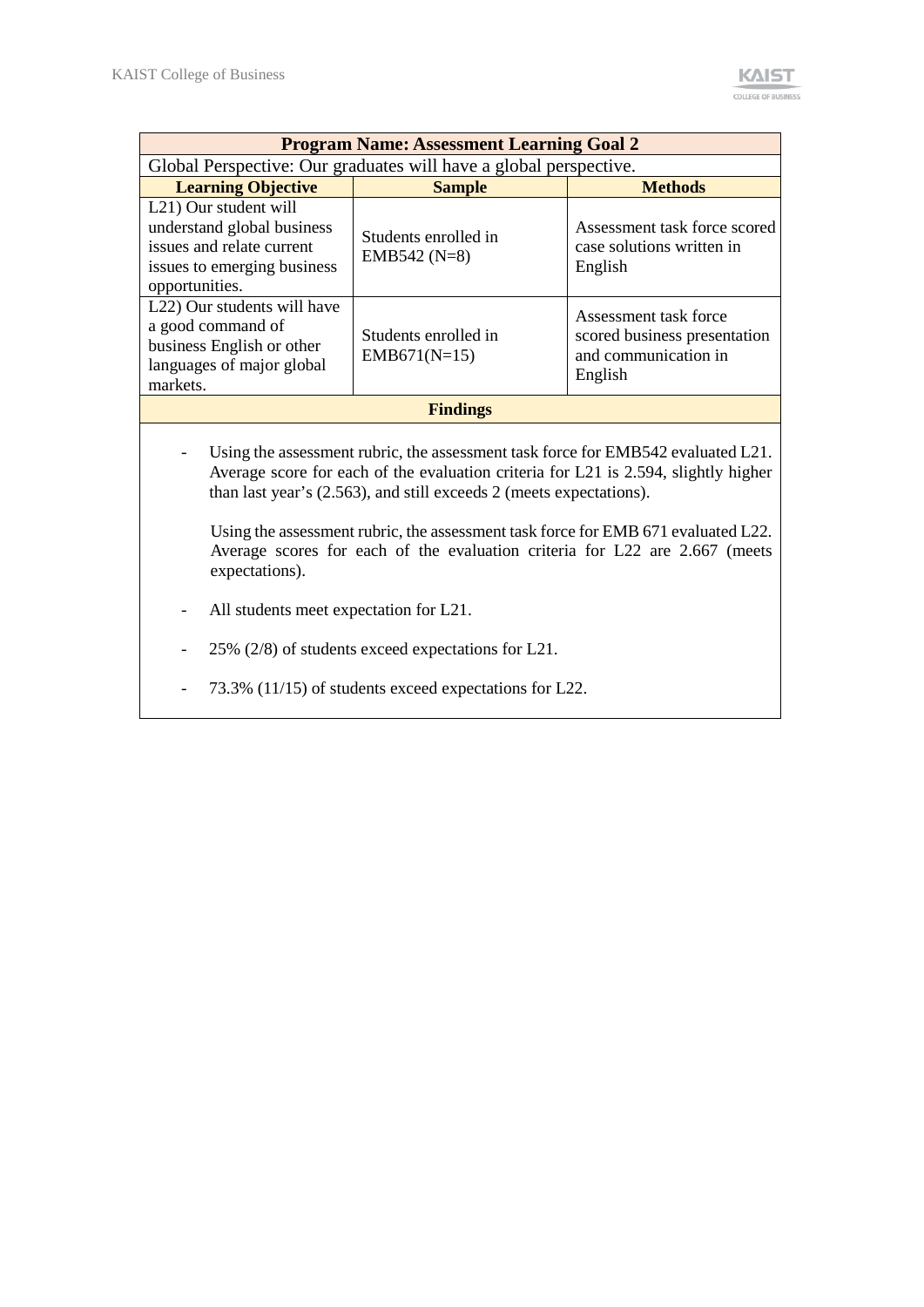| Program Name: Assessment Learning Goal 2 | | |
|---|---|---|
| Global Perspective: Our graduates will have a global perspective. | | |
| **Learning Objective** | **Sample** | **Methods** |
| L21) Our student will understand global business issues and relate current issues to emerging business opportunities. | Students enrolled in EMB542 (N=8) | Assessment task force scored case solutions written in English |
| L22) Our students will have a good command of business English or other languages of major global markets. | Students enrolled in EMB671(N=15) | Assessment task force scored business presentation and communication in English |
| **Findings** | | |

- Using the assessment rubric, the assessment task force for EMB542 evaluated L21. Average score for each of the evaluation criteria for L21 is 2.594, slightly higher than last year's (2.563), and still exceeds 2 (meets expectations).

  Using the assessment rubric, the assessment task force for EMB 671 evaluated L22. Average scores for each of the evaluation criteria for L22 are 2.667 (meets expectations).

- All students meet expectation for L21.

- 25% (2/8) of students exceed expectations for L21.

- 73.3% (11/15) of students exceed expectations for L22.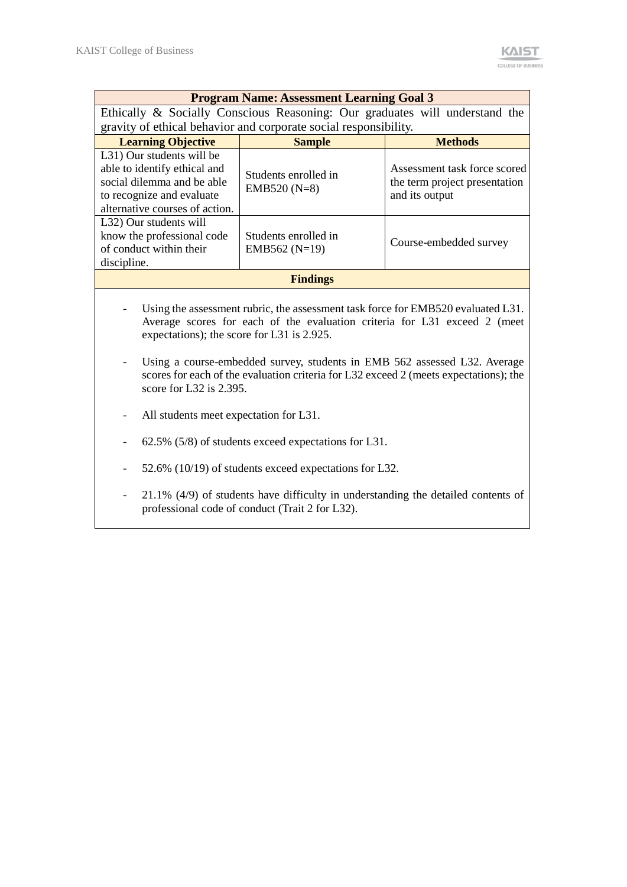| Program Name: Assessment Learning Goal 3 | | |
|---|---|---|
| Ethically & Socially Conscious Reasoning: Our graduates will understand the gravity of ethical behavior and corporate social responsibility. | | |
| **Learning Objective** | **Sample** | **Methods** |
| L31) Our students will be able to identify ethical and social dilemma and be able to recognize and evaluate alternative courses of action. | Students enrolled in EMB520 (N=8) | Assessment task force scored the term project presentation and its output |
| L32) Our students will know the professional code of conduct within their discipline. | Students enrolled in EMB562 (N=19) | Course-embedded survey |

**Findings**

- Using the assessment rubric, the assessment task force for EMB520 evaluated L31. Average scores for each of the evaluation criteria for L31 exceed 2 (meet expectations); the score for L31 is 2.925.

- Using a course-embedded survey, students in EMB 562 assessed L32. Average scores for each of the evaluation criteria for L32 exceed 2 (meets expectations); the score for L32 is 2.395.

- All students meet expectation for L31.

- 62.5% (5/8) of students exceed expectations for L31.

- 52.6% (10/19) of students exceed expectations for L32.

- 21.1% (4/9) of students have difficulty in understanding the detailed contents of professional code of conduct (Trait 2 for L32).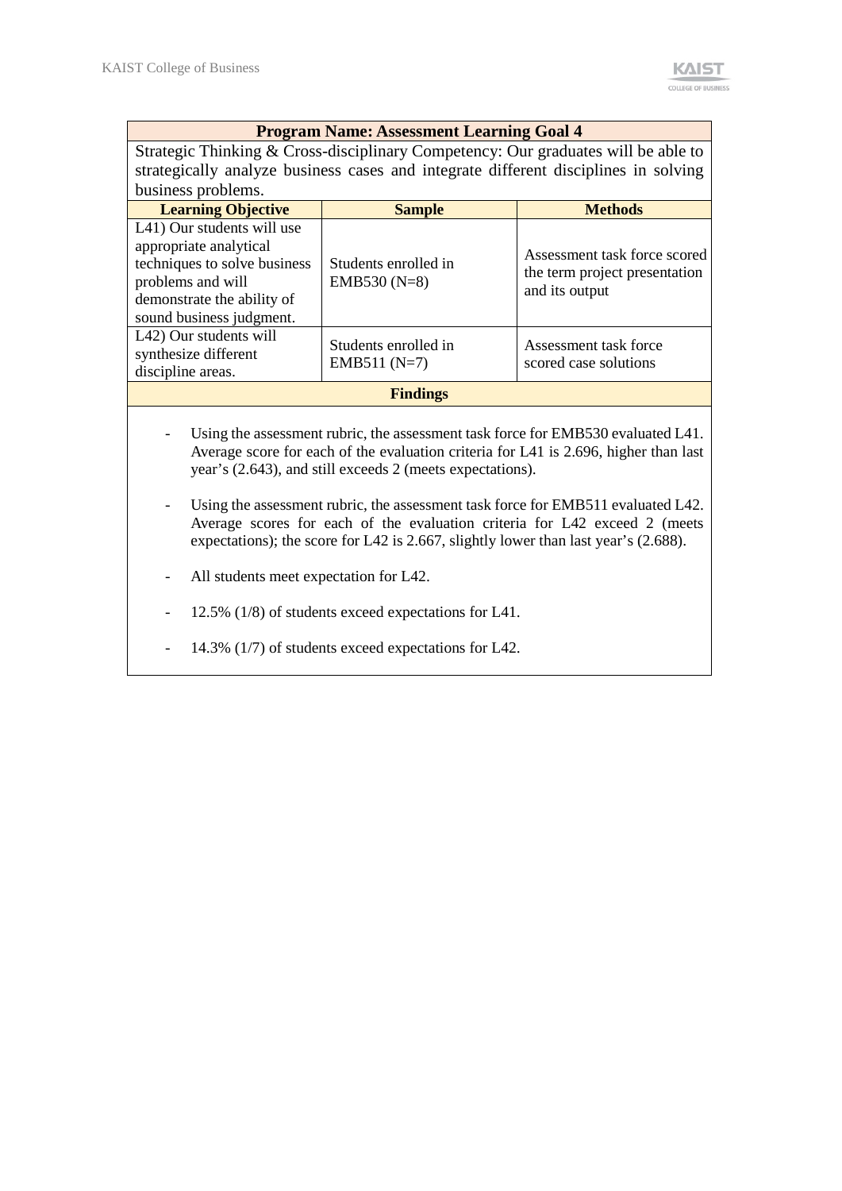| Program Name: Assessment Learning Goal 4 | | |
|---|---|---|
| Strategic Thinking & Cross-disciplinary Competency: Our graduates will be able to strategically analyze business cases and integrate different disciplines in solving business problems. | | |
| **Learning Objective** | **Sample** | **Methods** |
| L41) Our students will use appropriate analytical techniques to solve business problems and will demonstrate the ability of sound business judgment. | Students enrolled in EMB530 (N=8) | Assessment task force scored the term project presentation and its output |
| L42) Our students will synthesize different discipline areas. | Students enrolled in EMB511 (N=7) | Assessment task force scored case solutions |

**Findings**

- Using the assessment rubric, the assessment task force for EMB530 evaluated L41. Average score for each of the evaluation criteria for L41 is 2.696, higher than last year's (2.643), and still exceeds 2 (meets expectations).
- Using the assessment rubric, the assessment task force for EMB511 evaluated L42. Average scores for each of the evaluation criteria for L42 exceed 2 (meets expectations); the score for L42 is 2.667, slightly lower than last year's (2.688).
- All students meet expectation for L42.
- 12.5% (1/8) of students exceed expectations for L41.
- 14.3% (1/7) of students exceed expectations for L42.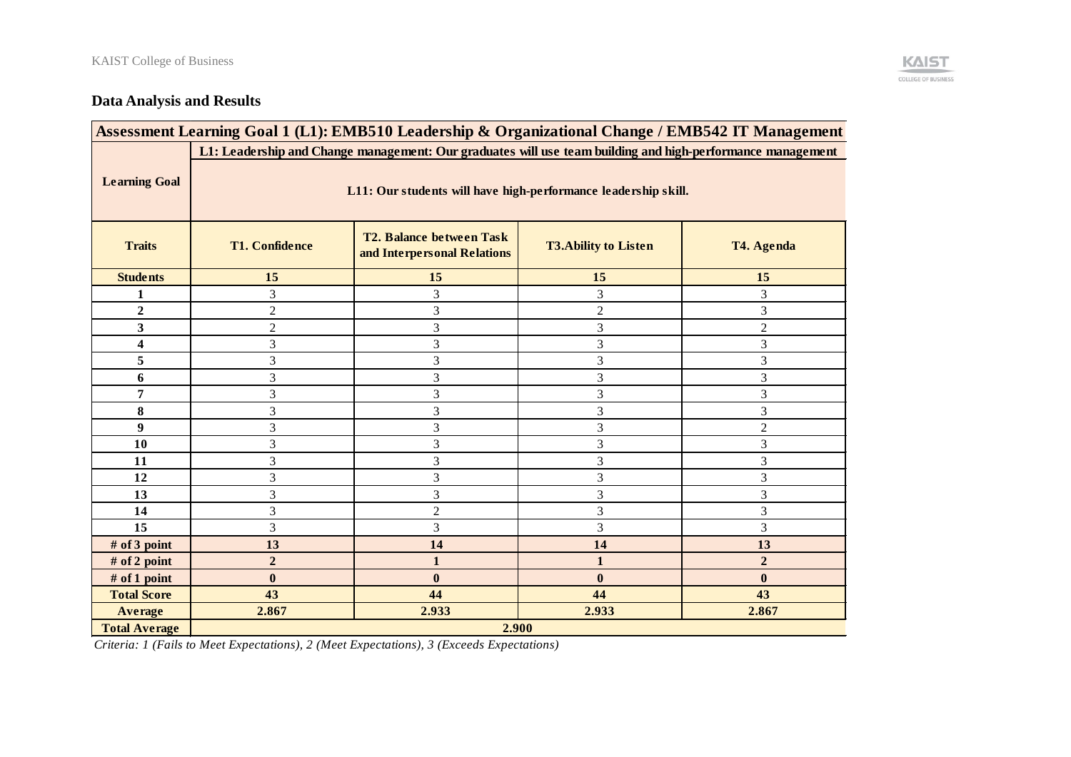## Data Analysis and Results

| Assessment Learning Goal 1 (L1): EMB510 Leadership & Organizational Change / EMB542 IT Management | | | | |
|---|---|---|---|---|
| **Learning Goal** | **L1: Leadership and Change management: Our graduates will use team building and high-performance management** | | | |
| | **L11: Our students will have high-performance leadership skill.** | | | |
| **Traits** | **T1. Confidence** | **T2. Balance between Task and Interpersonal Relations** | **T3. Ability to Listen** | **T4. Agenda** |
| **Students** | **15** | **15** | **15** | **15** |
| **1** | 3 | 3 | 3 | 3 |
| **2** | 2 | 3 | 2 | 3 |
| **3** | 2 | 3 | 3 | 2 |
| **4** | 3 | 3 | 3 | 3 |
| **5** | 3 | 3 | 3 | 3 |
| **6** | 3 | 3 | 3 | 3 |
| **7** | 3 | 3 | 3 | 3 |
| **8** | 3 | 3 | 3 | 3 |
| **9** | 3 | 3 | 3 | 2 |
| **10** | 3 | 3 | 3 | 3 |
| **11** | 3 | 3 | 3 | 3 |
| **12** | 3 | 3 | 3 | 3 |
| **13** | 3 | 3 | 3 | 3 |
| **14** | 3 | 2 | 3 | 3 |
| **15** | 3 | 3 | 3 | 3 |
| **# of 3 point** | **13** | **14** | **14** | **13** |
| **# of 2 point** | **2** | **1** | **1** | **2** |
| **# of 1 point** | **0** | **0** | **0** | **0** |
| **Total Score** | **43** | **44** | **44** | **43** |
| **Average** | **2.867** | **2.933** | **2.933** | **2.867** |
| **Total Average** | **2.900** | | | |

*Criteria: 1 (Fails to Meet Expectations), 2 (Meet Expectations), 3 (Exceeds Expectations)*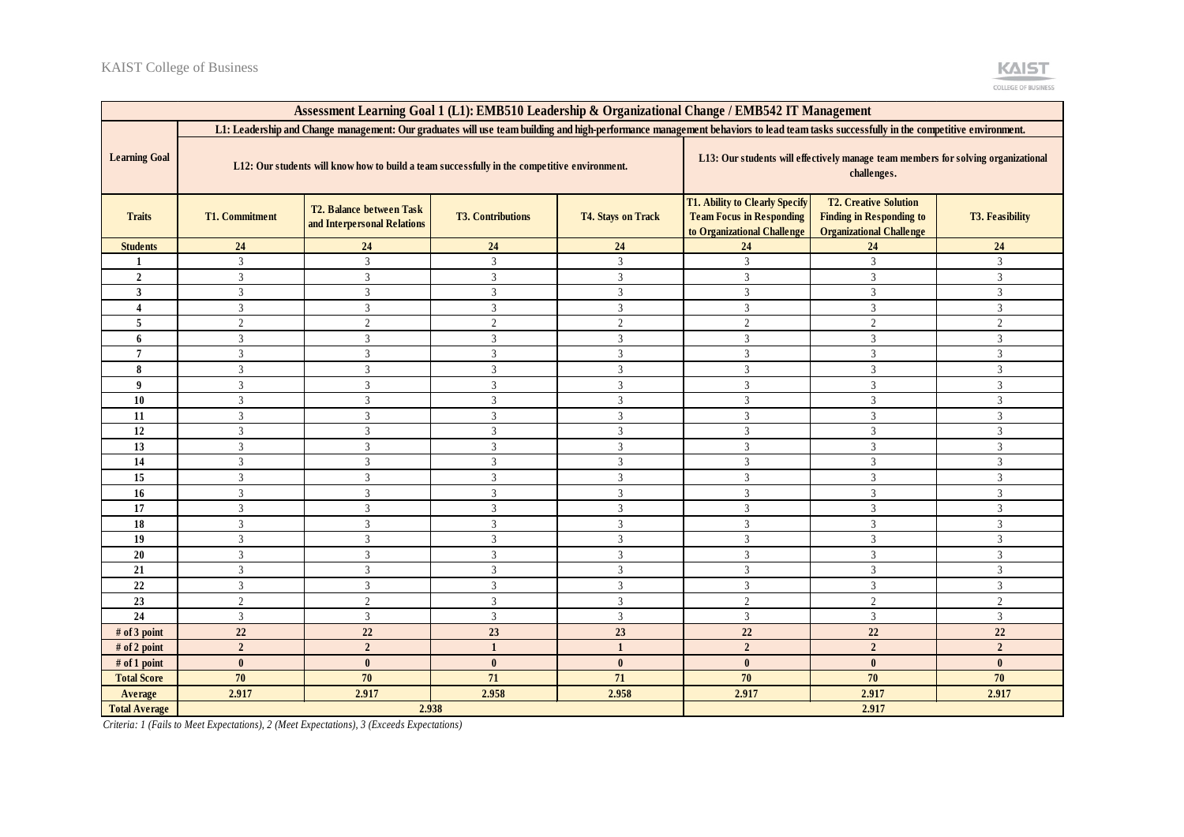| Assessment Learning Goal 1 (L1): EMB510 Leadership & Organizational Change / EMB542 IT Management | | | | | | | |
|---|---|---|---|---|---|---|---|
| Learning Goal | L1: Leadership and Change management: Our graduates will use team building and high-performance management behaviors to lead team tasks successfully in the competitive environment. | | | | | | |
| | L12: Our students will know how to build a team successfully in the competitive environment. | | | | L13: Our students will effectively manage team members for solving organizational challenges. | | |
| Traits | T1. Commitment | T2. Balance between Task and Interpersonal Relations | T3. Contributions | T4. Stays on Track | T1. Ability to Clearly Specify Team Focus in Responding to Organizational Challenge | T2. Creative Solution Finding in Responding to Organizational Challenge | T3. Feasibility |
| Students | 24 | 24 | 24 | 24 | 24 | 24 | 24 |
| 1 | 3 | 3 | 3 | 3 | 3 | 3 | 3 |
| 2 | 3 | 3 | 3 | 3 | 3 | 3 | 3 |
| 3 | 3 | 3 | 3 | 3 | 3 | 3 | 3 |
| 4 | 3 | 3 | 3 | 3 | 3 | 3 | 3 |
| 5 | 2 | 2 | 2 | 2 | 2 | 2 | 2 |
| 6 | 3 | 3 | 3 | 3 | 3 | 3 | 3 |
| 7 | 3 | 3 | 3 | 3 | 3 | 3 | 3 |
| 8 | 3 | 3 | 3 | 3 | 3 | 3 | 3 |
| 9 | 3 | 3 | 3 | 3 | 3 | 3 | 3 |
| 10 | 3 | 3 | 3 | 3 | 3 | 3 | 3 |
| 11 | 3 | 3 | 3 | 3 | 3 | 3 | 3 |
| 12 | 3 | 3 | 3 | 3 | 3 | 3 | 3 |
| 13 | 3 | 3 | 3 | 3 | 3 | 3 | 3 |
| 14 | 3 | 3 | 3 | 3 | 3 | 3 | 3 |
| 15 | 3 | 3 | 3 | 3 | 3 | 3 | 3 |
| 16 | 3 | 3 | 3 | 3 | 3 | 3 | 3 |
| 17 | 3 | 3 | 3 | 3 | 3 | 3 | 3 |
| 18 | 3 | 3 | 3 | 3 | 3 | 3 | 3 |
| 19 | 3 | 3 | 3 | 3 | 3 | 3 | 3 |
| 20 | 3 | 3 | 3 | 3 | 3 | 3 | 3 |
| 21 | 3 | 3 | 3 | 3 | 3 | 3 | 3 |
| 22 | 3 | 3 | 3 | 3 | 3 | 3 | 3 |
| 23 | 2 | 2 | 3 | 3 | 2 | 2 | 2 |
| 24 | 3 | 3 | 3 | 3 | 3 | 3 | 3 |
| # of 3 point | 22 | 22 | 23 | 23 | 22 | 22 | 22 |
| # of 2 point | 2 | 2 | 1 | 1 | 2 | 2 | 2 |
| # of 1 point | 0 | 0 | 0 | 0 | 0 | 0 | 0 |
| Total Score | 70 | 70 | 71 | 71 | 70 | 70 | 70 |
| Average | 2.917 | 2.917 | 2.958 | 2.958 | 2.917 | 2.917 | 2.917 |
| Total Average | 2.938 | | | | 2.917 | | |

*Criteria: 1 (Fails to Meet Expectations), 2 (Meet Expectations), 3 (Exceeds Expectations)*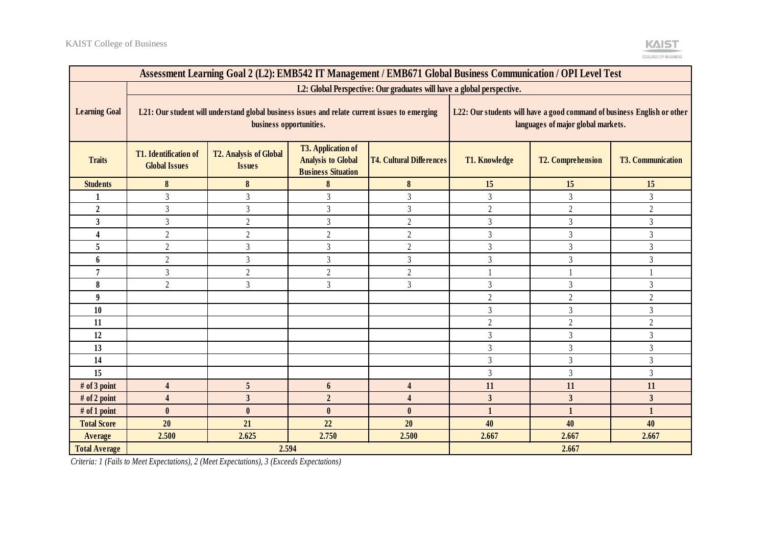| Assessment Learning Goal 2 (L2): EMB542 IT Management / EMB671 Global Business Communication / OPI Level Test | | | | | | | |
|---|---|---|---|---|---|---|---|
| Learning Goal | L2: Global Perspective: Our graduates will have a global perspective. | | | | | | |
| | L21: Our student will understand global business issues and relate current issues to emerging business opportunities. | | | | L22: Our students will have a good command of business English or other languages of major global markets. | | |
| Traits | T1. Identification of Global Issues | T2. Analysis of Global Issues | T3. Application of Analysis to Global Business Situation | T4. Cultural Differences | T1. Knowledge | T2. Comprehension | T3. Communication |
| **Students** | **8** | **8** | **8** | **8** | **15** | **15** | **15** |
| **1** | 3 | 3 | 3 | 3 | 3 | 3 | 3 |
| **2** | 3 | 3 | 3 | 3 | 2 | 2 | 2 |
| **3** | 3 | 2 | 3 | 2 | 3 | 3 | 3 |
| **4** | 2 | 2 | 2 | 2 | 3 | 3 | 3 |
| **5** | 2 | 3 | 3 | 2 | 3 | 3 | 3 |
| **6** | 2 | 3 | 3 | 3 | 3 | 3 | 3 |
| **7** | 3 | 2 | 2 | 2 | 1 | 1 | 1 |
| **8** | 2 | 3 | 3 | 3 | 3 | 3 | 3 |
| **9** | | | | | 2 | 2 | 2 |
| **10** | | | | | 3 | 3 | 3 |
| **11** | | | | | 2 | 2 | 2 |
| **12** | | | | | 3 | 3 | 3 |
| **13** | | | | | 3 | 3 | 3 |
| **14** | | | | | 3 | 3 | 3 |
| **15** | | | | | 3 | 3 | 3 |
| **# of 3 point** | **4** | **5** | **6** | **4** | **11** | **11** | **11** |
| **# of 2 point** | **4** | **3** | **2** | **4** | **3** | **3** | **3** |
| **# of 1 point** | **0** | **0** | **0** | **0** | **1** | **1** | **1** |
| **Total Score** | **20** | **21** | **22** | **20** | **40** | **40** | **40** |
| **Average** | **2.500** | **2.625** | **2.750** | **2.500** | **2.667** | **2.667** | **2.667** |
| **Total Average** | **2.594** | | | | **2.667** | | |

*Criteria: 1 (Fails to Meet Expectations), 2 (Meet Expectations), 3 (Exceeds Expectations)*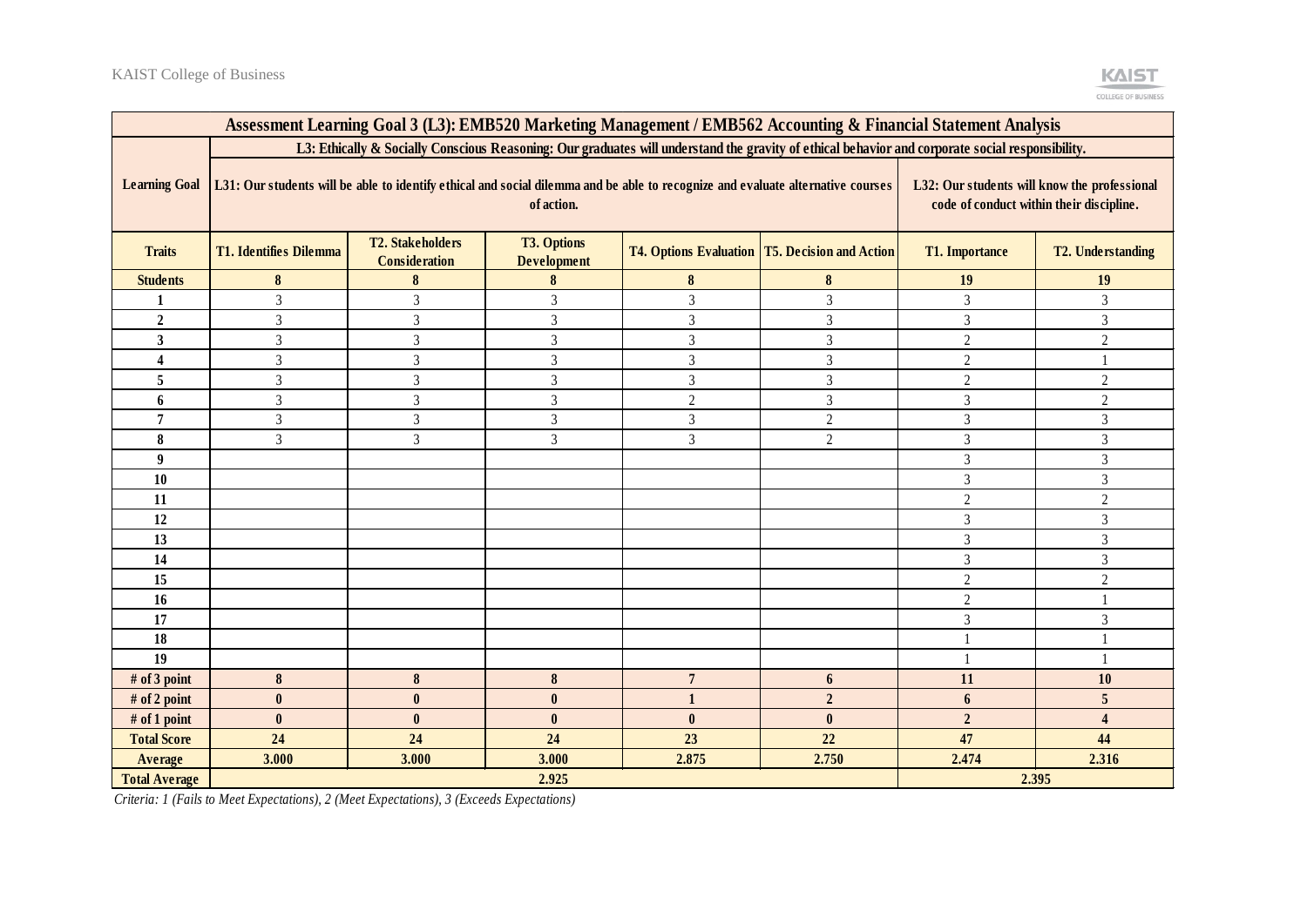| Assessment Learning Goal 3 (L3): EMB520 Marketing Management / EMB562 Accounting & Financial Statement Analysis | | | | | | | |
|---|---|---|---|---|---|---|---|
| Learning Goal | L3: Ethically & Socially Conscious Reasoning: Our graduates will understand the gravity of ethical behavior and corporate social responsibility. | | | | | | |
| | L31: Our students will be able to identify ethical and social dilemma and be able to recognize and evaluate alternative courses of action. | | | | | L32: Our students will know the professional code of conduct within their discipline. | |
| Traits | T1. Identifies Dilemma | T2. Stakeholders Consideration | T3. Options Development | T4. Options Evaluation | T5. Decision and Action | T1. Importance | T2. Understanding |
| Students | 8 | 8 | 8 | 8 | 8 | 19 | 19 |
| 1 | 3 | 3 | 3 | 3 | 3 | 3 | 3 |
| 2 | 3 | 3 | 3 | 3 | 3 | 3 | 3 |
| 3 | 3 | 3 | 3 | 3 | 3 | 2 | 2 |
| 4 | 3 | 3 | 3 | 3 | 3 | 2 | 1 |
| 5 | 3 | 3 | 3 | 3 | 3 | 2 | 2 |
| 6 | 3 | 3 | 3 | 2 | 3 | 3 | 2 |
| 7 | 3 | 3 | 3 | 3 | 2 | 3 | 3 |
| 8 | 3 | 3 | 3 | 3 | 2 | 3 | 3 |
| 9 | | | | | | 3 | 3 |
| 10 | | | | | | 3 | 3 |
| 11 | | | | | | 2 | 2 |
| 12 | | | | | | 3 | 3 |
| 13 | | | | | | 3 | 3 |
| 14 | | | | | | 3 | 3 |
| 15 | | | | | | 2 | 2 |
| 16 | | | | | | 2 | 1 |
| 17 | | | | | | 3 | 3 |
| 18 | | | | | | 1 | 1 |
| 19 | | | | | | 1 | 1 |
| # of 3 point | 8 | 8 | 8 | 7 | 6 | 11 | 10 |
| # of 2 point | 0 | 0 | 0 | 1 | 2 | 6 | 5 |
| # of 1 point | 0 | 0 | 0 | 0 | 0 | 2 | 4 |
| Total Score | 24 | 24 | 24 | 23 | 22 | 47 | 44 |
| Average | 3.000 | 3.000 | 3.000 | 2.875 | 2.750 | 2.474 | 2.316 |
| Total Average | 2.925 | | | | | 2.395 | |

*Criteria: 1 (Fails to Meet Expectations), 2 (Meet Expectations), 3 (Exceeds Expectations)*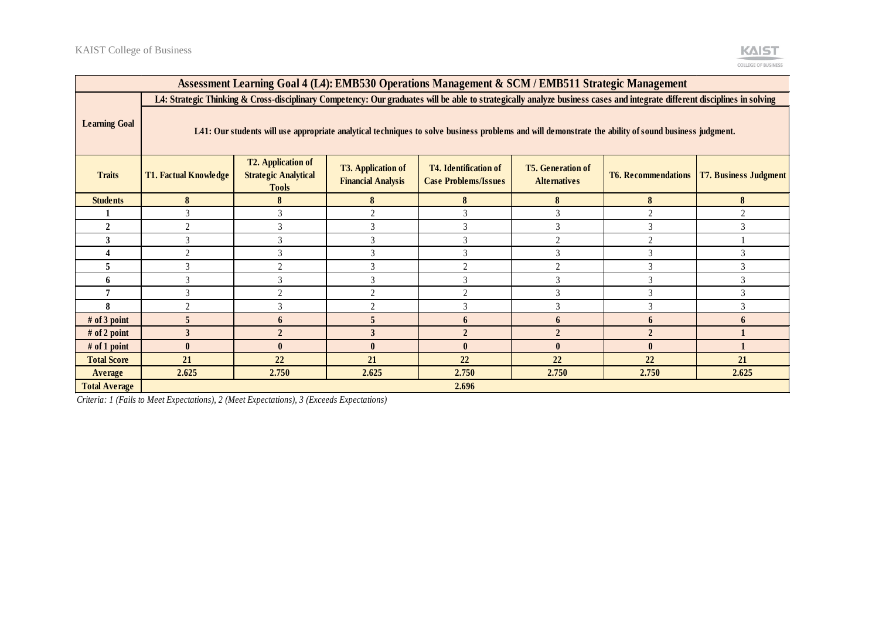| Assessment Learning Goal 4 (L4): EMB530 Operations Management & SCM / EMB511 Strategic Management | | | | | | | |
|---|---|---|---|---|---|---|---|
| **Learning Goal** | **L4: Strategic Thinking & Cross-disciplinary Competency: Our graduates will be able to strategically analyze business cases and integrate different disciplines in solving** | | | | | | |
| | **L41: Our students will use appropriate analytical techniques to solve business problems and will demonstrate the ability of sound business judgment.** | | | | | | |
| **Traits** | **T1. Factual Knowledge** | **T2. Application of Strategic Analytical Tools** | **T3. Application of Financial Analysis** | **T4. Identification of Case Problems/Issues** | **T5. Generation of Alternatives** | **T6. Recommendations** | **T7. Business Judgment** |
| **Students** | **8** | **8** | **8** | **8** | **8** | **8** | **8** |
| **1** | 3 | 3 | 2 | 3 | 3 | 2 | 2 |
| **2** | 2 | 3 | 3 | 3 | 3 | 3 | 3 |
| **3** | 3 | 3 | 3 | 3 | 2 | 2 | 1 |
| **4** | 2 | 3 | 3 | 3 | 3 | 3 | 3 |
| **5** | 3 | 2 | 3 | 2 | 2 | 3 | 3 |
| **6** | 3 | 3 | 3 | 3 | 3 | 3 | 3 |
| **7** | 3 | 2 | 2 | 2 | 3 | 3 | 3 |
| **8** | 2 | 3 | 2 | 3 | 3 | 3 | 3 |
| **# of 3 point** | **5** | **6** | **5** | **6** | **6** | **6** | **6** |
| **# of 2 point** | **3** | **2** | **3** | **2** | **2** | **2** | **1** |
| **# of 1 point** | **0** | **0** | **0** | **0** | **0** | **0** | **1** |
| **Total Score** | **21** | **22** | **21** | **22** | **22** | **22** | **21** |
| **Average** | **2.625** | **2.750** | **2.625** | **2.750** | **2.750** | **2.750** | **2.625** |
| **Total Average** | **2.696** | | | | | | |

*Criteria: 1 (Fails to Meet Expectations), 2 (Meet Expectations), 3 (Exceeds Expectations)*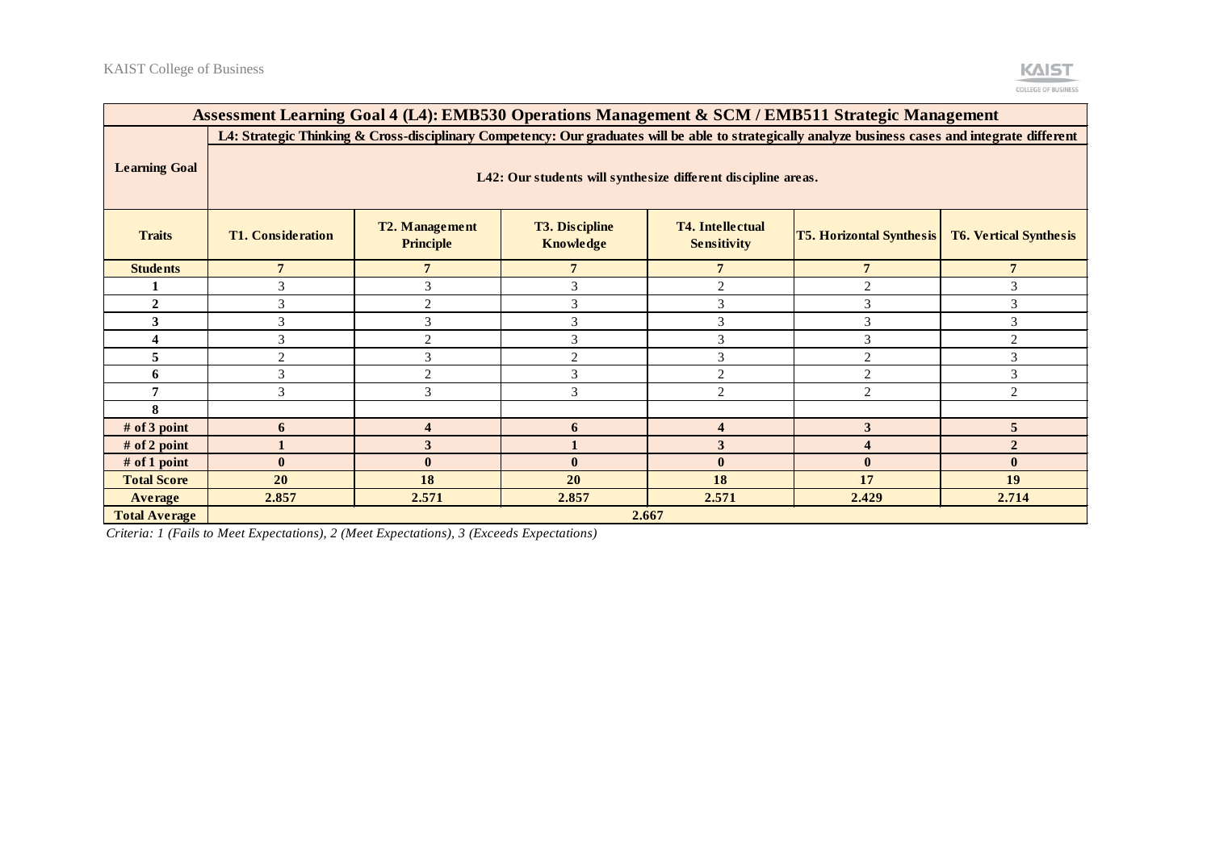| Assessment Learning Goal 4 (L4): EMB530 Operations Management & SCM / EMB511 Strategic Management | | | | | | |
|---|---|---|---|---|---|---|
| **Learning Goal** | **L4: Strategic Thinking & Cross-disciplinary Competency: Our graduates will be able to strategically analyze business cases and integrate different** | | | | | |
| | **L42: Our students will synthesize different discipline areas.** | | | | | |
| **Traits** | **T1. Consideration** | **T2. Management Principle** | **T3. Discipline Knowledge** | **T4. Intellectual Sensitivity** | **T5. Horizontal Synthesis** | **T6. Vertical Synthesis** |
| **Students** | **7** | **7** | **7** | **7** | **7** | **7** |
| **1** | 3 | 3 | 3 | 2 | 2 | 3 |
| **2** | 3 | 2 | 3 | 3 | 3 | 3 |
| **3** | 3 | 3 | 3 | 3 | 3 | 3 |
| **4** | 3 | 2 | 3 | 3 | 3 | 2 |
| **5** | 2 | 3 | 2 | 3 | 2 | 3 |
| **6** | 3 | 2 | 3 | 2 | 2 | 3 |
| **7** | 3 | 3 | 3 | 2 | 2 | 2 |
| **8** | | | | | | |
| **# of 3 point** | **6** | **4** | **6** | **4** | **3** | **5** |
| **# of 2 point** | **1** | **3** | **1** | **3** | **4** | **2** |
| **# of 1 point** | **0** | **0** | **0** | **0** | **0** | **0** |
| **Total Score** | **20** | **18** | **20** | **18** | **17** | **19** |
| **Average** | **2.857** | **2.571** | **2.857** | **2.571** | **2.429** | **2.714** |
| **Total Average** | **2.667** | | | | | |

*Criteria: 1 (Fails to Meet Expectations), 2 (Meet Expectations), 3 (Exceeds Expectations)*